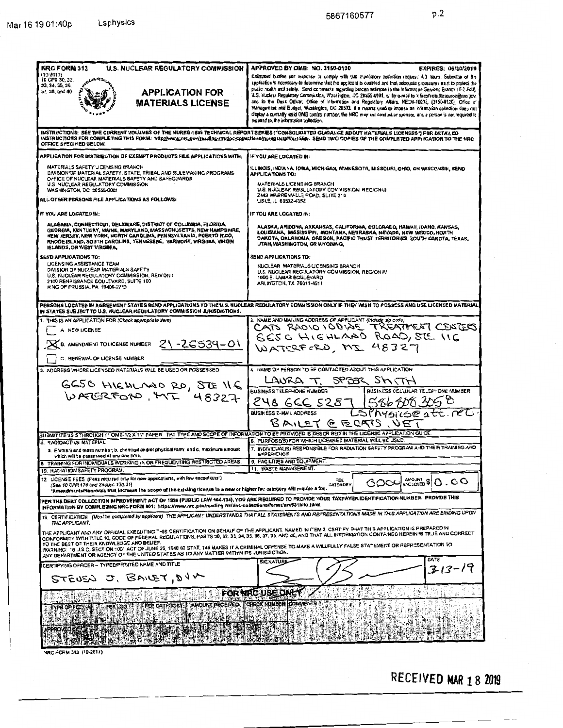| NRC FORM 313 (10-2017) 10 CFR 30, 32, 33, 34, 35, 36, 37, 39, and 40 | U.S. NUCLEAR REGULATORY COMMISSION **APPLICATION FOR MATERIALS LICENSE** | APPROVED BY OMB: NO. 3150-0120 EXPIRES: 06/30/2019 Estimated burden per response to comply with this mandatory collection request: 4.3 hours. Submittal of the application is necessary to determine that the applicant is qualified and that adequate procedures exist to protect the public health and safety. Send comments regarding burden estimate to the Information Services Branch (T-2 F43), U.S. Nuclear Regulatory Commission, Washington, DC 20555-0001, or by e-mail to Infocollects.Resource@nrc.gov, and to the Desk Officer, Office of Information and Regulatory Affairs, NEOB-10202, (3150-0120), Office of Management and Budget, Washington, DC 20503. If a means used to impose an information collection does not display a currently valid OMB control number, the NRC may not conduct or sponsor, and a person is not required to respond to, the information collection. |
|---|---|---|

INSTRUCTIONS: SEE THE CURRENT VOLUMES OF THE NUREG-1556 TECHNICAL REPORT SERIES ("CONSOLIDATED GUIDANCE ABOUT MATERIALS LICENSES") FOR DETAILED INSTRUCTIONS FOR COMPLETING THIS FORM: http://www.nrc.gov/reading-rm/doc-collections/nuregs/staff/sr1556/. SEND TWO COPIES OF THE COMPLETED APPLICATION TO THE NRC OFFICE SPECIFIED BELOW.

APPLICATION FOR DISTRIBUTION OF EXEMPT PRODUCTS FILE APPLICATIONS WITH:

MATERIALS SAFETY LICENSING BRANCH
DIVISION OF MATERIAL SAFETY, STATE, TRIBAL AND RULEMAKING PROGRAMS
OFFICE OF NUCLEAR MATERIALS SAFETY AND SAFEGUARDS
U.S. NUCLEAR REGULATORY COMMISSION
WASHINGTON, DC 20555-0001

ALL OTHER PERSONS FILE APPLICATIONS AS FOLLOWS:

IF YOU ARE LOCATED IN:

ALABAMA, CONNECTICUT, DELAWARE, DISTRICT OF COLUMBIA, FLORIDA, GEORGIA, KENTUCKY, MAINE, MARYLAND, MASSACHUSETTS, NEW HAMPSHIRE, NEW JERSEY, NEW YORK, NORTH CAROLINA, PENNSYLVANIA, PUERTO RICO, RHODE ISLAND, SOUTH CAROLINA, TENNESSEE, VERMONT, VIRGINIA, VIRGIN ISLANDS, OR WEST VIRGINIA,

SEND APPLICATIONS TO:

LICENSING ASSISTANCE TEAM
DIVISION OF NUCLEAR MATERIALS SAFETY
U.S. NUCLEAR REGULATORY COMMISSION, REGION I
2100 RENAISSANCE BOULEVARD, SUITE 100
KING OF PRUSSIA, PA 19406-2713

IF YOU ARE LOCATED IN:

ILLINOIS, INDIANA, IOWA, MICHIGAN, MINNESOTA, MISSOURI, OHIO, OR WISCONSIN, SEND APPLICATIONS TO:

MATERIALS LICENSING BRANCH
U.S. NUCLEAR REGULATORY COMMISSION, REGION III
2443 WARRENVILLE ROAD, SUITE 210
LISLE, IL 60532-4352

IF YOU ARE LOCATED IN:

ALASKA, ARIZONA, ARKANSAS, CALIFORNIA, COLORADO, HAWAII, IDAHO, KANSAS, LOUISIANA, MISSISSIPPI, MONTANA, NEBRASKA, NEVADA, NEW MEXICO, NORTH DAKOTA, OKLAHOMA, OREGON, PACIFIC TRUST TERRITORIES, SOUTH DAKOTA, TEXAS, UTAH, WASHINGTON, OR WYOMING,

SEND APPLICATIONS TO:

NUCLEAR MATERIALS LICENSING BRANCH
U.S. NUCLEAR REGULATORY COMMISSION, REGION IV
1600 E. LAMAR BOULEVARD
ARLINGTON, TX 76011-4511

PERSONS LOCATED IN AGREEMENT STATES SEND APPLICATIONS TO THE U.S. NUCLEAR REGULATORY COMMISSION ONLY IF THEY WISH TO POSSESS AND USE LICENSED MATERIAL IN STATES SUBJECT TO U.S. NUCLEAR REGULATORY COMMISSION JURISDICTIONS.

**1. THIS IS AN APPLICATION FOR** (Check appropriate item)

- [ ] A. NEW LICENSE
- [X] B. AMENDMENT TO LICENSE NUMBER 21-26539-01
- [ ] C. RENEWAL OF LICENSE NUMBER

**2. NAME AND MAILING ADDRESS OF APPLICANT** (Include zip code)

CATS RADIOIODINE TREATMENT CENTERS
6650 HIGHLAND ROAD, STE 116
WATERFORD, MI 48327

**3. ADDRESS WHERE LICENSED MATERIALS WILL BE USED OR POSSESSED**

6650 HIGHLAND RD, STE 116
WATERFORD, MI 48327

**4. NAME OF PERSON TO BE CONTACTED ABOUT THIS APPLICATION**

LAURA T. SPEER SMITH

BUSINESS TELEPHONE NUMBER: 248 666 5287
BUSINESS CELLULAR TELEPHONE NUMBER: 586 808 3058
BUSINESS E-MAIL ADDRESS: BAILEY @ ECATS.NET / LSPhysics@att.net

SUBMIT ITEMS 5 THROUGH 11 ON 8-1/2 X 11" PAPER. THE TYPE AND SCOPE OF INFORMATION TO BE PROVIDED IS DESCRIBED IN THE LICENSE APPLICATION GUIDE.

5. RADIOACTIVE MATERIAL
 a. Element and mass number; b. chemical and/or physical form; and c. maximum amount which will be possessed at any one time.
6. PURPOSE(S) FOR WHICH LICENSED MATERIAL WILL BE USED.
7. INDIVIDUAL(S) RESPONSIBLE FOR RADIATION SAFETY PROGRAM AND THEIR TRAINING AND EXPERIENCE.
8. TRAINING FOR INDIVIDUALS WORKING IN OR FREQUENTING RESTRICTED AREAS.
9. FACILITIES AND EQUIPMENT.
10. RADIATION SAFETY PROGRAM.
11. WASTE MANAGEMENT.

12. LICENSE FEES (Fees required only for new applications, with few exceptions*) (See 10 CFR 170 and Section 170.31)
*Amendments/Renewals that increase the scope of the existing license to a new or higher fee category will require a fee.

FEE CATEGORY: 600C AMOUNT ENCLOSED $ 0.00

PER THE DEBT COLLECTION IMPROVEMENT ACT OF 1996 (PUBLIC LAW 104-134), YOU ARE REQUIRED TO PROVIDE YOUR TAXPAYER IDENTIFICATION NUMBER. PROVIDE THIS INFORMATION BY COMPLETING NRC FORM 531: https://www.nrc.gov/reading-rm/doc-collections/forms/nrc531info.html.

13. CERTIFICATION (Must be completed by applicant) THE APPLICANT UNDERSTANDS THAT ALL STATEMENTS AND REPRESENTATIONS MADE IN THIS APPLICATION ARE BINDING UPON THE APPLICANT.

THE APPLICANT AND ANY OFFICIAL EXECUTING THIS CERTIFICATION ON BEHALF OF THE APPLICANT, NAMED IN ITEM 2, CERTIFY THAT THIS APPLICATION IS PREPARED IN CONFORMITY WITH TITLE 10, CODE OF FEDERAL REGULATIONS, PARTS 30, 32, 33, 34, 35, 36, 37, 39, AND 40, AND THAT ALL INFORMATION CONTAINED HEREIN IS TRUE AND CORRECT TO THE BEST OF THEIR KNOWLEDGE AND BELIEF.

WARNING: 18 U.S.C. SECTION 1001 ACT OF JUNE 25, 1948 62 STAT. 749 MAKES IT A CRIMINAL OFFENSE TO MAKE A WILLFULLY FALSE STATEMENT OR REPRESENTATION TO ANY DEPARTMENT OR AGENCY OF THE UNITED STATES AS TO ANY MATTER WITHIN ITS JURISDICTION.

| CERTIFYING OFFICER – TYPED/PRINTED NAME AND TITLE | SIGNATURE | DATE |
|---|---|---|
| STEVEN J. BAILEY, DVM | [signature] | 3-13-19 |

**FOR NRC USE ONLY**

| TYPE OF FEE | FEE LOG | FEE CATEGORY | AMOUNT RECEIVED | CHECK NUMBER | COMMENTS |
|---|---|---|---|---|---|
| APPROVED BY | | | | DATE | |

NRC FORM 313 (10-2017)

RECEIVED MAR 18 2019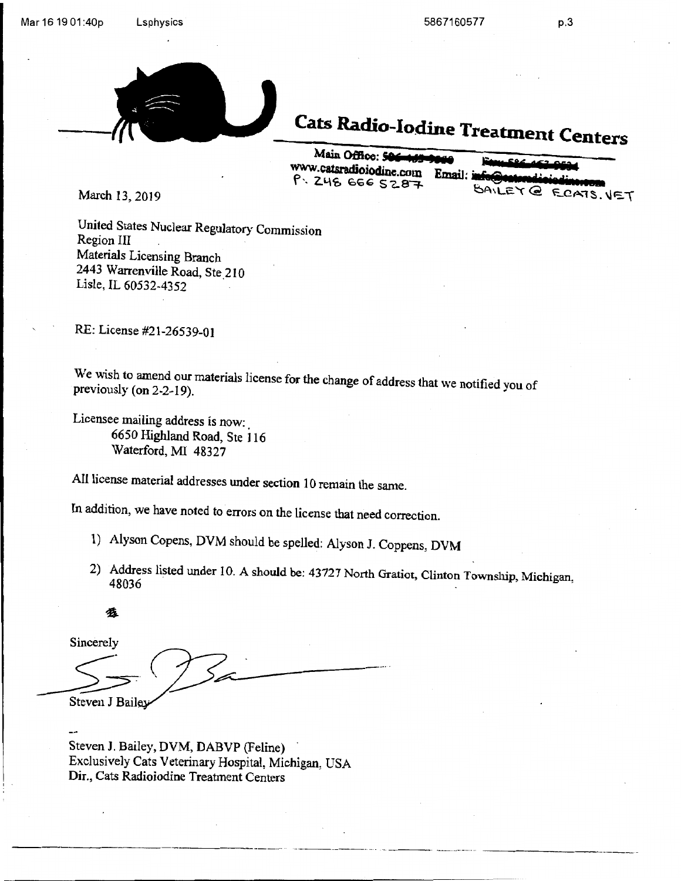# Cats Radio-Iodine Treatment Centers

Main Office: 586-463-9040 Fax: 586-463-9534
www.catsradioiodine.com Email: info@catsradioiodine.com
P. 248 666 5287 BAILEY @ ECATS.VET

March 13, 2019

United States Nuclear Regulatory Commission
Region III
Materials Licensing Branch
2443 Warrenville Road, Ste 210
Lisle, IL 60532-4352

RE: License #21-26539-01

We wish to amend our materials license for the change of address that we notified you of previously (on 2-2-19).

Licensee mailing address is now:
 6650 Highland Road, Ste 116
 Waterford, MI 48327

All license material addresses under section 10 remain the same.

In addition, we have noted to errors on the license that need correction.

1) Alyson Copens, DVM should be spelled: Alyson J. Coppens, DVM
2) Address listed under 10. A should be: 43727 North Gratiot, Clinton Township, Michigan, 48036

Sincerely

Steven J Bailey

--

Steven J. Bailey, DVM, DABVP (Feline)
Exclusively Cats Veterinary Hospital, Michigan, USA
Dir., Cats Radioiodine Treatment Centers